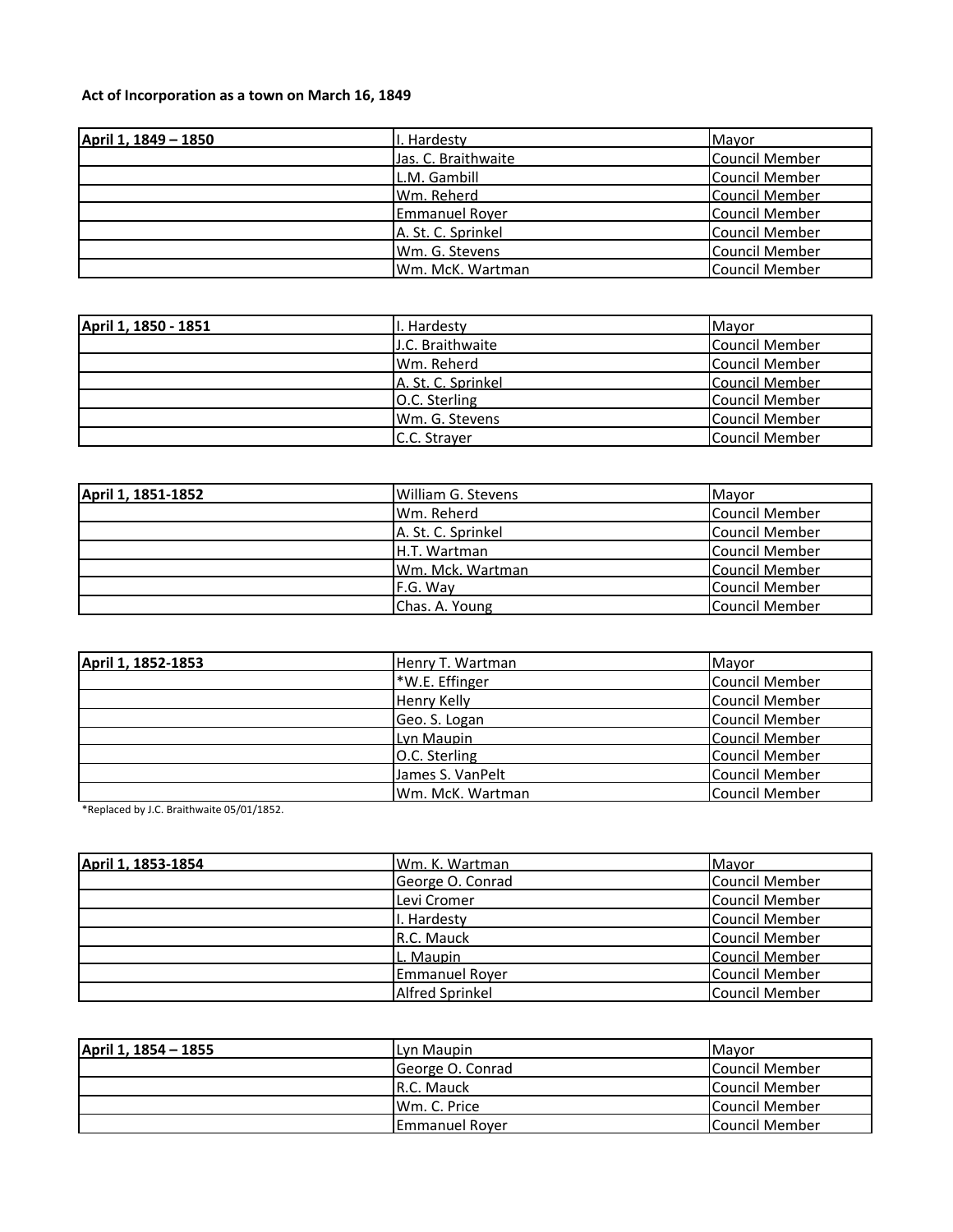**Act of Incorporation as a town on March 16, 1849**

| **April 1, 1849 – 1850** | I. Hardesty | Mayor |
|---|---|---|
| | Jas. C. Braithwaite | Council Member |
| | L.M. Gambill | Council Member |
| | Wm. Reherd | Council Member |
| | Emmanuel Royer | Council Member |
| | A. St. C. Sprinkel | Council Member |
| | Wm. G. Stevens | Council Member |
| | Wm. McK. Wartman | Council Member |

| **April 1, 1850 - 1851** | I. Hardesty | Mayor |
|---|---|---|
| | J.C. Braithwaite | Council Member |
| | Wm. Reherd | Council Member |
| | A. St. C. Sprinkel | Council Member |
| | O.C. Sterling | Council Member |
| | Wm. G. Stevens | Council Member |
| | C.C. Strayer | Council Member |

| **April 1, 1851-1852** | William G. Stevens | Mayor |
|---|---|---|
| | Wm. Reherd | Council Member |
| | A. St. C. Sprinkel | Council Member |
| | H.T. Wartman | Council Member |
| | Wm. Mck. Wartman | Council Member |
| | F.G. Way | Council Member |
| | Chas. A. Young | Council Member |

| **April 1, 1852-1853** | Henry T. Wartman | Mayor |
|---|---|---|
| | *W.E. Effinger | Council Member |
| | Henry Kelly | Council Member |
| | Geo. S. Logan | Council Member |
| | Lyn Maupin | Council Member |
| | O.C. Sterling | Council Member |
| | James S. VanPelt | Council Member |
| | Wm. McK. Wartman | Council Member |

*Replaced by J.C. Braithwaite 05/01/1852.

| **April 1, 1853-1854** | Wm. K. Wartman | Mayor |
|---|---|---|
| | George O. Conrad | Council Member |
| | Levi Cromer | Council Member |
| | I. Hardesty | Council Member |
| | R.C. Mauck | Council Member |
| | L. Maupin | Council Member |
| | Emmanuel Royer | Council Member |
| | Alfred Sprinkel | Council Member |

| **April 1, 1854 – 1855** | Lyn Maupin | Mayor |
|---|---|---|
| | George O. Conrad | Council Member |
| | R.C. Mauck | Council Member |
| | Wm. C. Price | Council Member |
| | Emmanuel Royer | Council Member |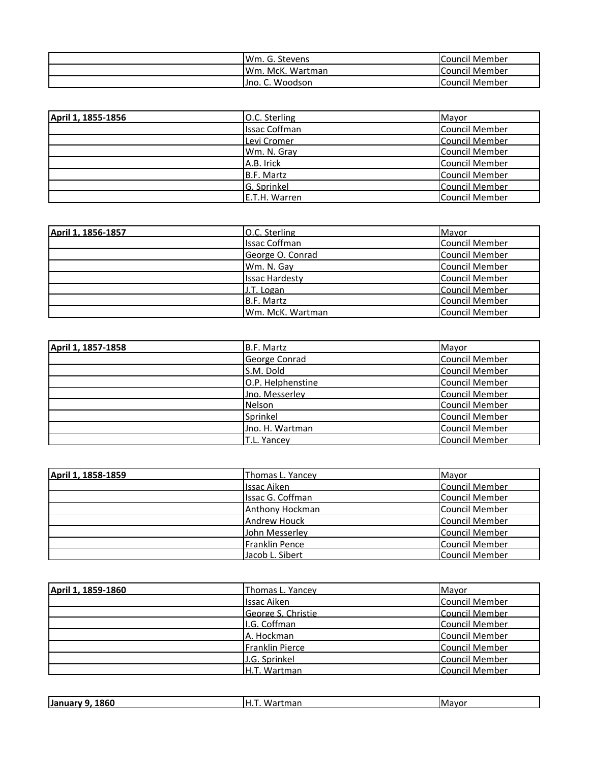| | | |
|---|---|---|
| | Wm. G. Stevens | Council Member |
| | Wm. McK. Wartman | Council Member |
| | Jno. C. Woodson | Council Member |

| **April 1, 1855-1856** | O.C. Sterling | Mayor |
|---|---|---|
| | Issac Coffman | Council Member |
| | Levi Cromer | Council Member |
| | Wm. N. Gray | Council Member |
| | A.B. Irick | Council Member |
| | B.F. Martz | Council Member |
| | G. Sprinkel | Council Member |
| | E.T.H. Warren | Council Member |

| **April 1, 1856-1857** | O.C. Sterling | Mayor |
|---|---|---|
| | Issac Coffman | Council Member |
| | George O. Conrad | Council Member |
| | Wm. N. Gay | Council Member |
| | Issac Hardesty | Council Member |
| | J.T. Logan | Council Member |
| | B.F. Martz | Council Member |
| | Wm. McK. Wartman | Council Member |

| **April 1, 1857-1858** | B.F. Martz | Mayor |
|---|---|---|
| | George Conrad | Council Member |
| | S.M. Dold | Council Member |
| | O.P. Helphenstine | Council Member |
| | Jno. Messerley | Council Member |
| | Nelson | Council Member |
| | Sprinkel | Council Member |
| | Jno. H. Wartman | Council Member |
| | T.L. Yancey | Council Member |

| **April 1, 1858-1859** | Thomas L. Yancey | Mayor |
|---|---|---|
| | Issac Aiken | Council Member |
| | Issac G. Coffman | Council Member |
| | Anthony Hockman | Council Member |
| | Andrew Houck | Council Member |
| | John Messerley | Council Member |
| | Franklin Pence | Council Member |
| | Jacob L. Sibert | Council Member |

| **April 1, 1859-1860** | Thomas L. Yancey | Mayor |
|---|---|---|
| | Issac Aiken | Council Member |
| | George S. Christie | Council Member |
| | I.G. Coffman | Council Member |
| | A. Hockman | Council Member |
| | Franklin Pierce | Council Member |
| | J.G. Sprinkel | Council Member |
| | H.T. Wartman | Council Member |

| **January 9, 1860** | H.T. Wartman | Mayor |
|---|---|---|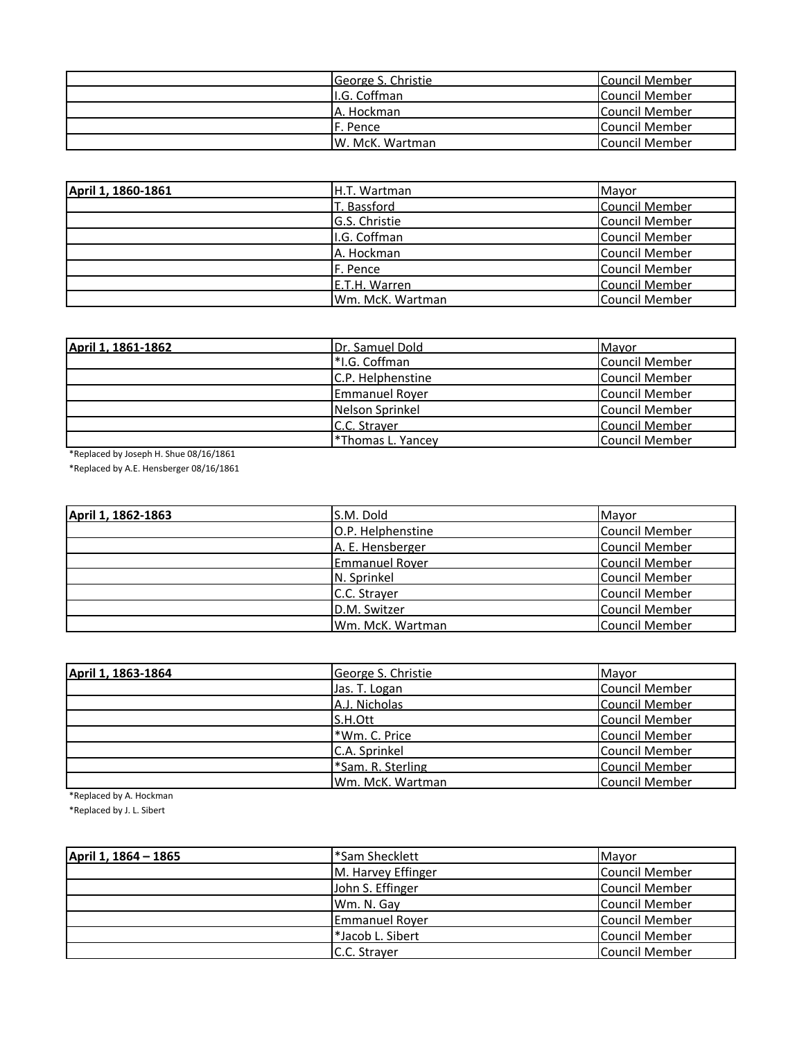| | | |
|---|---|---|
| | George S. Christie | Council Member |
| | I.G. Coffman | Council Member |
| | A. Hockman | Council Member |
| | F. Pence | Council Member |
| | W. McK. Wartman | Council Member |

| **April 1, 1860-1861** | H.T. Wartman | Mayor |
|---|---|---|
| | T. Bassford | Council Member |
| | G.S. Christie | Council Member |
| | I.G. Coffman | Council Member |
| | A. Hockman | Council Member |
| | F. Pence | Council Member |
| | E.T.H. Warren | Council Member |
| | Wm. McK. Wartman | Council Member |

| **April 1, 1861-1862** | Dr. Samuel Dold | Mayor |
|---|---|---|
| | *I.G. Coffman | Council Member |
| | C.P. Helphenstine | Council Member |
| | Emmanuel Royer | Council Member |
| | Nelson Sprinkel | Council Member |
| | C.C. Strayer | Council Member |
| | *Thomas L. Yancey | Council Member |

*Replaced by Joseph H. Shue 08/16/1861

*Replaced by A.E. Hensberger 08/16/1861

| **April 1, 1862-1863** | S.M. Dold | Mayor |
|---|---|---|
| | O.P. Helphenstine | Council Member |
| | A. E. Hensberger | Council Member |
| | Emmanuel Royer | Council Member |
| | N. Sprinkel | Council Member |
| | C.C. Strayer | Council Member |
| | D.M. Switzer | Council Member |
| | Wm. McK. Wartman | Council Member |

| **April 1, 1863-1864** | George S. Christie | Mayor |
|---|---|---|
| | Jas. T. Logan | Council Member |
| | A.J. Nicholas | Council Member |
| | S.H.Ott | Council Member |
| | *Wm. C. Price | Council Member |
| | C.A. Sprinkel | Council Member |
| | *Sam. R. Sterling | Council Member |
| | Wm. McK. Wartman | Council Member |

*Replaced by A. Hockman

*Replaced by J. L. Sibert

| **April 1, 1864 – 1865** | *Sam Shecklett | Mayor |
|---|---|---|
| | M. Harvey Effinger | Council Member |
| | John S. Effinger | Council Member |
| | Wm. N. Gay | Council Member |
| | Emmanuel Royer | Council Member |
| | *Jacob L. Sibert | Council Member |
| | C.C. Strayer | Council Member |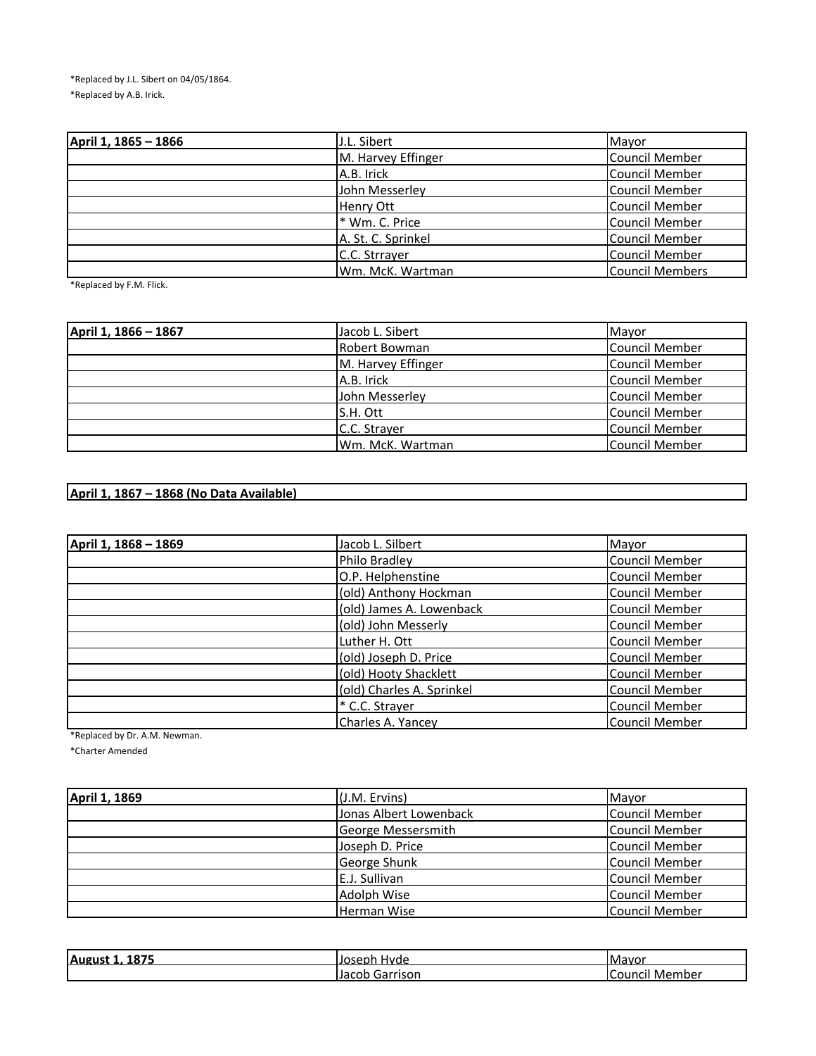*Replaced by J.L. Sibert on 04/05/1864.

*Replaced by A.B. Irick.

| April 1, 1865 – 1866 | J.L. Sibert | Mayor |
|---|---|---|
| | M. Harvey Effinger | Council Member |
| | A.B. Irick | Council Member |
| | John Messerley | Council Member |
| | Henry Ott | Council Member |
| | * Wm. C. Price | Council Member |
| | A. St. C. Sprinkel | Council Member |
| | C.C. Strrayer | Council Member |
| | Wm. McK. Wartman | Council Members |

*Replaced by F.M. Flick.

| April 1, 1866 – 1867 | Jacob L. Sibert | Mayor |
|---|---|---|
| | Robert Bowman | Council Member |
| | M. Harvey Effinger | Council Member |
| | A.B. Irick | Council Member |
| | John Messerley | Council Member |
| | S.H. Ott | Council Member |
| | C.C. Strayer | Council Member |
| | Wm. McK. Wartman | Council Member |

| April 1, 1867 – 1868 (No Data Available) |
|---|

| April 1, 1868 – 1869 | Jacob L. Silbert | Mayor |
|---|---|---|
| | Philo Bradley | Council Member |
| | O.P. Helphenstine | Council Member |
| | (old) Anthony Hockman | Council Member |
| | (old) James A. Lowenback | Council Member |
| | (old) John Messerly | Council Member |
| | Luther H. Ott | Council Member |
| | (old) Joseph D. Price | Council Member |
| | (old) Hooty Shacklett | Council Member |
| | (old) Charles A. Sprinkel | Council Member |
| | * C.C. Strayer | Council Member |
| | Charles A. Yancey | Council Member |

*Replaced by Dr. A.M. Newman.

*Charter Amended

| April 1, 1869 | (J.M. Ervins) | Mayor |
|---|---|---|
| | Jonas Albert Lowenback | Council Member |
| | George Messersmith | Council Member |
| | Joseph D. Price | Council Member |
| | George Shunk | Council Member |
| | E.J. Sullivan | Council Member |
| | Adolph Wise | Council Member |
| | Herman Wise | Council Member |

| August 1, 1875 | Joseph Hyde | Mayor |
|---|---|---|
| | Jacob Garrison | Council Member |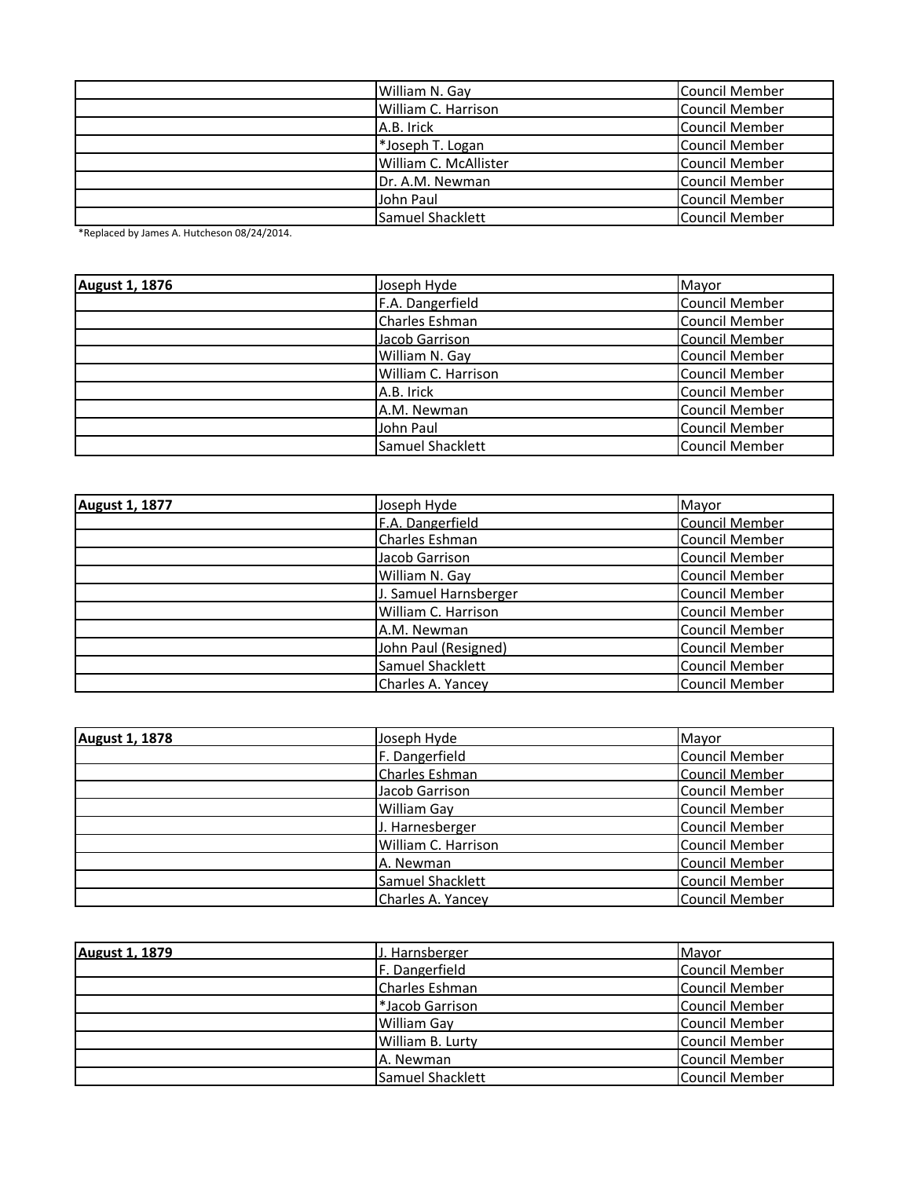| | | |
|---|---|---|
| | William N. Gay | Council Member |
| | William C. Harrison | Council Member |
| | A.B. Irick | Council Member |
| | *Joseph T. Logan | Council Member |
| | William C. McAllister | Council Member |
| | Dr. A.M. Newman | Council Member |
| | John Paul | Council Member |
| | Samuel Shacklett | Council Member |

*Replaced by James A. Hutcheson 08/24/2014.

| **August 1, 1876** | Joseph Hyde | Mayor |
|---|---|---|
| | F.A. Dangerfield | Council Member |
| | Charles Eshman | Council Member |
| | Jacob Garrison | Council Member |
| | William N. Gay | Council Member |
| | William C. Harrison | Council Member |
| | A.B. Irick | Council Member |
| | A.M. Newman | Council Member |
| | John Paul | Council Member |
| | Samuel Shacklett | Council Member |

| **August 1, 1877** | Joseph Hyde | Mayor |
|---|---|---|
| | F.A. Dangerfield | Council Member |
| | Charles Eshman | Council Member |
| | Jacob Garrison | Council Member |
| | William N. Gay | Council Member |
| | J. Samuel Harnsberger | Council Member |
| | William C. Harrison | Council Member |
| | A.M. Newman | Council Member |
| | John Paul (Resigned) | Council Member |
| | Samuel Shacklett | Council Member |
| | Charles A. Yancey | Council Member |

| **August 1, 1878** | Joseph Hyde | Mayor |
|---|---|---|
| | F. Dangerfield | Council Member |
| | Charles Eshman | Council Member |
| | Jacob Garrison | Council Member |
| | William Gay | Council Member |
| | J. Harnesberger | Council Member |
| | William C. Harrison | Council Member |
| | A. Newman | Council Member |
| | Samuel Shacklett | Council Member |
| | Charles A. Yancey | Council Member |

| **August 1, 1879** | J. Harnsberger | Mayor |
|---|---|---|
| | F. Dangerfield | Council Member |
| | Charles Eshman | Council Member |
| | *Jacob Garrison | Council Member |
| | William Gay | Council Member |
| | William B. Lurty | Council Member |
| | A. Newman | Council Member |
| | Samuel Shacklett | Council Member |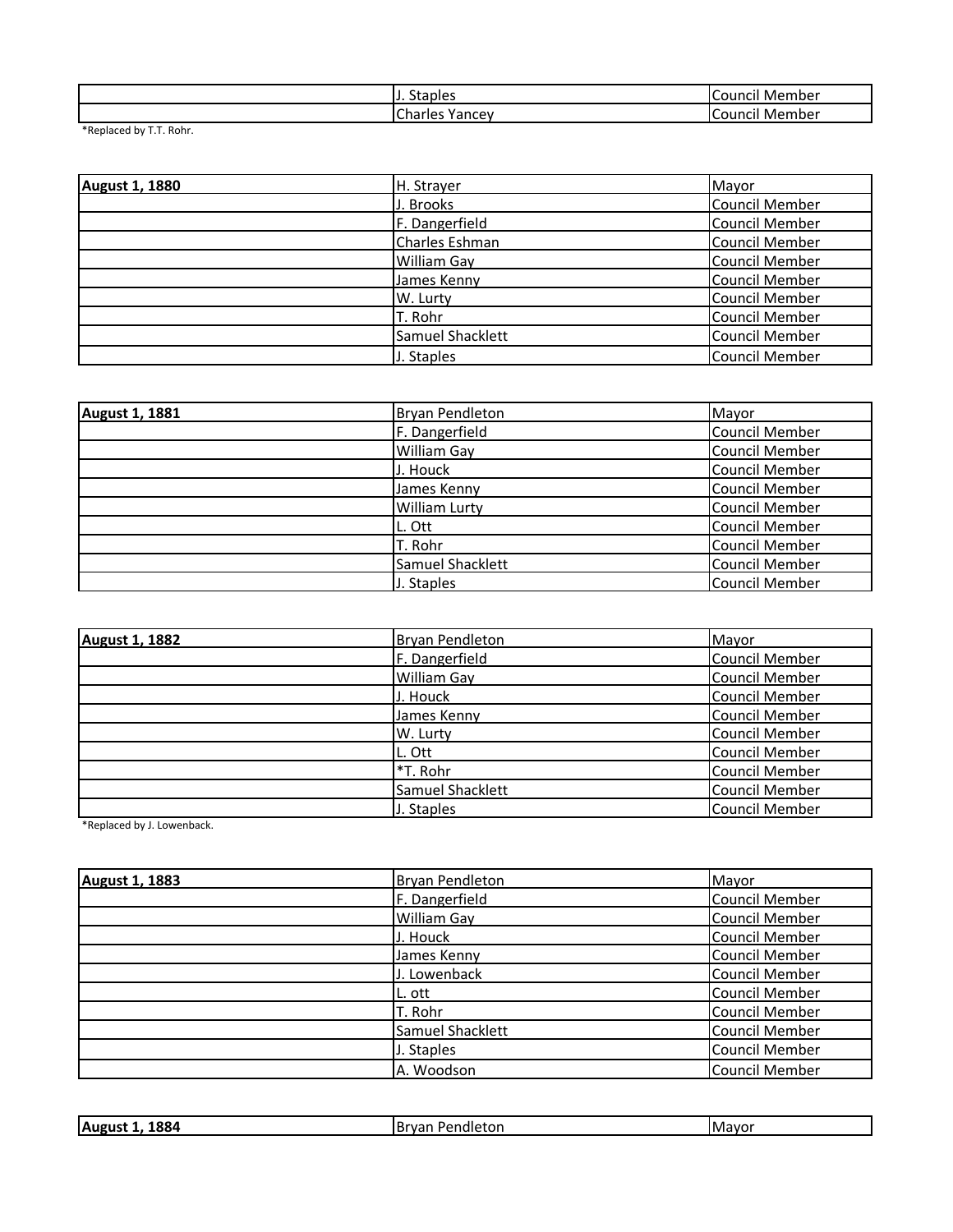| | | |
|---|---|---|
| | J. Staples | Council Member |
| | Charles Yancey | Council Member |

*Replaced by T.T. Rohr.

| August 1, 1880 | H. Strayer | Mayor |
|---|---|---|
| | J. Brooks | Council Member |
| | F. Dangerfield | Council Member |
| | Charles Eshman | Council Member |
| | William Gay | Council Member |
| | James Kenny | Council Member |
| | W. Lurty | Council Member |
| | T. Rohr | Council Member |
| | Samuel Shacklett | Council Member |
| | J. Staples | Council Member |

| August 1, 1881 | Bryan Pendleton | Mayor |
|---|---|---|
| | F. Dangerfield | Council Member |
| | William Gay | Council Member |
| | J. Houck | Council Member |
| | James Kenny | Council Member |
| | William Lurty | Council Member |
| | L. Ott | Council Member |
| | T. Rohr | Council Member |
| | Samuel Shacklett | Council Member |
| | J. Staples | Council Member |

| August 1, 1882 | Bryan Pendleton | Mayor |
|---|---|---|
| | F. Dangerfield | Council Member |
| | William Gay | Council Member |
| | J. Houck | Council Member |
| | James Kenny | Council Member |
| | W. Lurty | Council Member |
| | L. Ott | Council Member |
| | *T. Rohr | Council Member |
| | Samuel Shacklett | Council Member |
| | J. Staples | Council Member |

*Replaced by J. Lowenback.

| August 1, 1883 | Bryan Pendleton | Mayor |
|---|---|---|
| | F. Dangerfield | Council Member |
| | William Gay | Council Member |
| | J. Houck | Council Member |
| | James Kenny | Council Member |
| | J. Lowenback | Council Member |
| | L. ott | Council Member |
| | T. Rohr | Council Member |
| | Samuel Shacklett | Council Member |
| | J. Staples | Council Member |
| | A. Woodson | Council Member |

| August 1, 1884 | Bryan Pendleton | Mayor |
|---|---|---|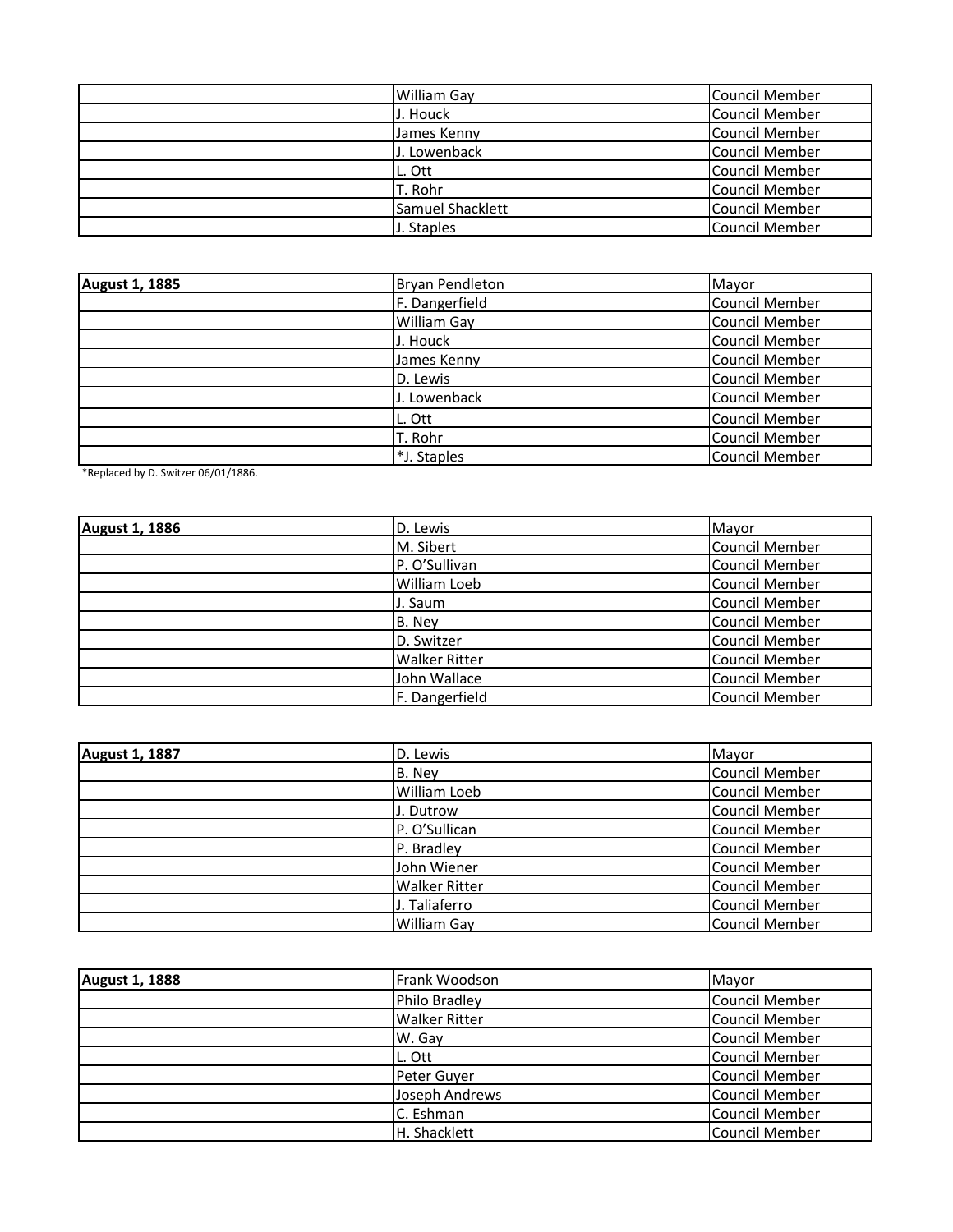| | | |
|---|---|---|
| | William Gay | Council Member |
| | J. Houck | Council Member |
| | James Kenny | Council Member |
| | J. Lowenback | Council Member |
| | L. Ott | Council Member |
| | T. Rohr | Council Member |
| | Samuel Shacklett | Council Member |
| | J. Staples | Council Member |

| **August 1, 1885** | Bryan Pendleton | Mayor |
|---|---|---|
| | F. Dangerfield | Council Member |
| | William Gay | Council Member |
| | J. Houck | Council Member |
| | James Kenny | Council Member |
| | D. Lewis | Council Member |
| | J. Lowenback | Council Member |
| | L. Ott | Council Member |
| | T. Rohr | Council Member |
| | *J. Staples | Council Member |

*Replaced by D. Switzer 06/01/1886.

| **August 1, 1886** | D. Lewis | Mayor |
|---|---|---|
| | M. Sibert | Council Member |
| | P. O'Sullivan | Council Member |
| | William Loeb | Council Member |
| | J. Saum | Council Member |
| | B. Ney | Council Member |
| | D. Switzer | Council Member |
| | Walker Ritter | Council Member |
| | John Wallace | Council Member |
| | F. Dangerfield | Council Member |

| **August 1, 1887** | D. Lewis | Mayor |
|---|---|---|
| | B. Ney | Council Member |
| | William Loeb | Council Member |
| | J. Dutrow | Council Member |
| | P. O'Sullican | Council Member |
| | P. Bradley | Council Member |
| | John Wiener | Council Member |
| | Walker Ritter | Council Member |
| | J. Taliaferro | Council Member |
| | William Gay | Council Member |

| **August 1, 1888** | Frank Woodson | Mayor |
|---|---|---|
| | Philo Bradley | Council Member |
| | Walker Ritter | Council Member |
| | W. Gay | Council Member |
| | L. Ott | Council Member |
| | Peter Guyer | Council Member |
| | Joseph Andrews | Council Member |
| | C. Eshman | Council Member |
| | H. Shacklett | Council Member |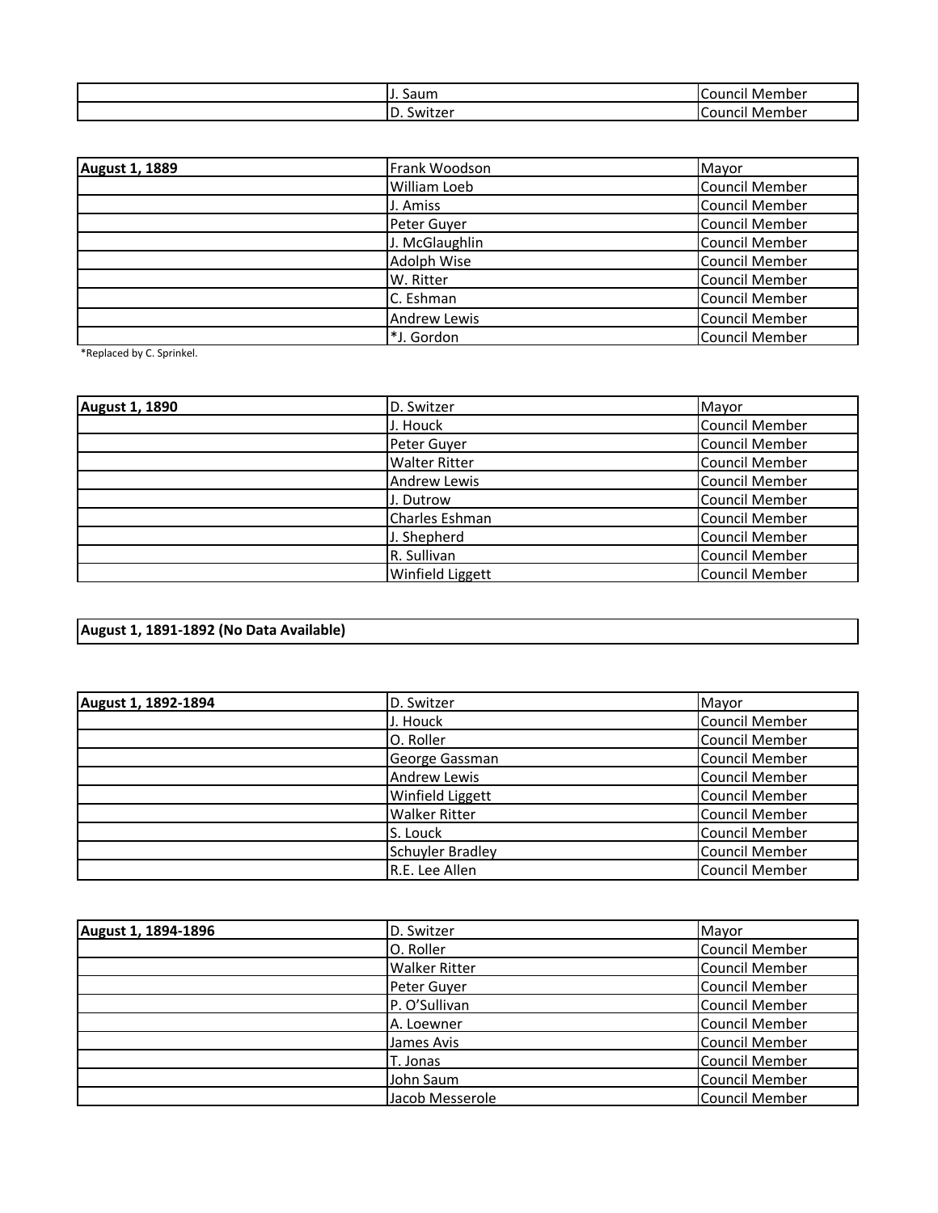| | | |
|---|---|---|
| | J. Saum | Council Member |
| | D. Switzer | Council Member |

| | | |
|---|---|---|
| **August 1, 1889** | Frank Woodson | Mayor |
| | William Loeb | Council Member |
| | J. Amiss | Council Member |
| | Peter Guyer | Council Member |
| | J. McGlaughlin | Council Member |
| | Adolph Wise | Council Member |
| | W. Ritter | Council Member |
| | C. Eshman | Council Member |
| | Andrew Lewis | Council Member |
| | *J. Gordon | Council Member |

*Replaced by C. Sprinkel.

| | | |
|---|---|---|
| **August 1, 1890** | D. Switzer | Mayor |
| | J. Houck | Council Member |
| | Peter Guyer | Council Member |
| | Walter Ritter | Council Member |
| | Andrew Lewis | Council Member |
| | J. Dutrow | Council Member |
| | Charles Eshman | Council Member |
| | J. Shepherd | Council Member |
| | R. Sullivan | Council Member |
| | Winfield Liggett | Council Member |

| |
|---|
| **August 1, 1891-1892 (No Data Available)** |

| | | |
|---|---|---|
| **August 1, 1892-1894** | D. Switzer | Mayor |
| | J. Houck | Council Member |
| | O. Roller | Council Member |
| | George Gassman | Council Member |
| | Andrew Lewis | Council Member |
| | Winfield Liggett | Council Member |
| | Walker Ritter | Council Member |
| | S. Louck | Council Member |
| | Schuyler Bradley | Council Member |
| | R.E. Lee Allen | Council Member |

| | | |
|---|---|---|
| **August 1, 1894-1896** | D. Switzer | Mayor |
| | O. Roller | Council Member |
| | Walker Ritter | Council Member |
| | Peter Guyer | Council Member |
| | P. O'Sullivan | Council Member |
| | A. Loewner | Council Member |
| | James Avis | Council Member |
| | T. Jonas | Council Member |
| | John Saum | Council Member |
| | Jacob Messerole | Council Member |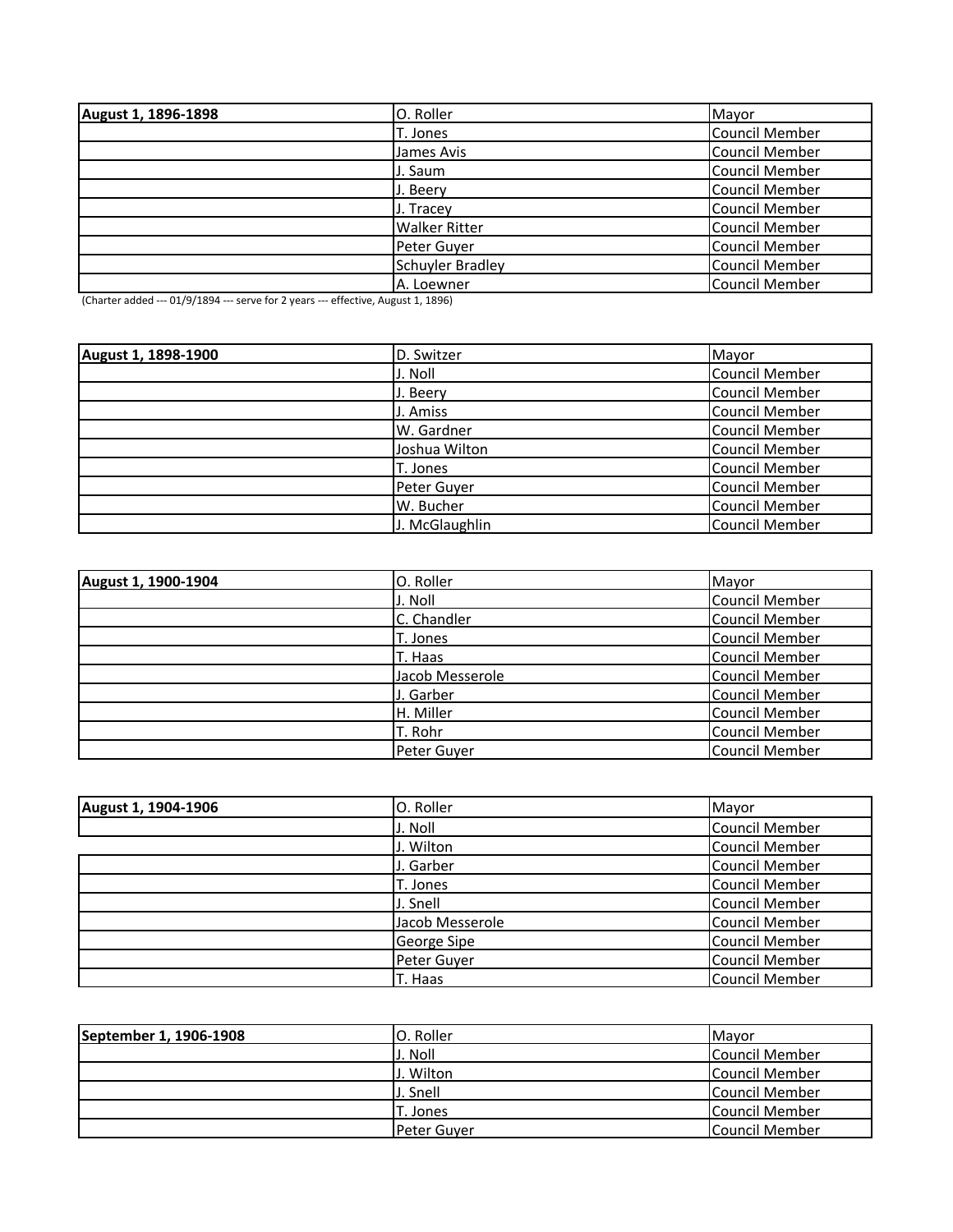| August 1, 1896-1898 | O. Roller | Mayor |
| --- | --- | --- |
| | T. Jones | Council Member |
| | James Avis | Council Member |
| | J. Saum | Council Member |
| | J. Beery | Council Member |
| | J. Tracey | Council Member |
| | Walker Ritter | Council Member |
| | Peter Guyer | Council Member |
| | Schuyler Bradley | Council Member |
| | A. Loewner | Council Member |

(Charter added --- 01/9/1894 --- serve for 2 years --- effective, August 1, 1896)

| August 1, 1898-1900 | D. Switzer | Mayor |
| --- | --- | --- |
| | J. Noll | Council Member |
| | J. Beery | Council Member |
| | J. Amiss | Council Member |
| | W. Gardner | Council Member |
| | Joshua Wilton | Council Member |
| | T. Jones | Council Member |
| | Peter Guyer | Council Member |
| | W. Bucher | Council Member |
| | J. McGlaughlin | Council Member |

| August 1, 1900-1904 | O. Roller | Mayor |
| --- | --- | --- |
| | J. Noll | Council Member |
| | C. Chandler | Council Member |
| | T. Jones | Council Member |
| | T. Haas | Council Member |
| | Jacob Messerole | Council Member |
| | J. Garber | Council Member |
| | H. Miller | Council Member |
| | T. Rohr | Council Member |
| | Peter Guyer | Council Member |

| August 1, 1904-1906 | O. Roller | Mayor |
| --- | --- | --- |
| | J. Noll | Council Member |
| | J. Wilton | Council Member |
| | J. Garber | Council Member |
| | T. Jones | Council Member |
| | J. Snell | Council Member |
| | Jacob Messerole | Council Member |
| | George Sipe | Council Member |
| | Peter Guyer | Council Member |
| | T. Haas | Council Member |

| September 1, 1906-1908 | O. Roller | Mayor |
| --- | --- | --- |
| | J. Noll | Council Member |
| | J. Wilton | Council Member |
| | J. Snell | Council Member |
| | T. Jones | Council Member |
| | Peter Guyer | Council Member |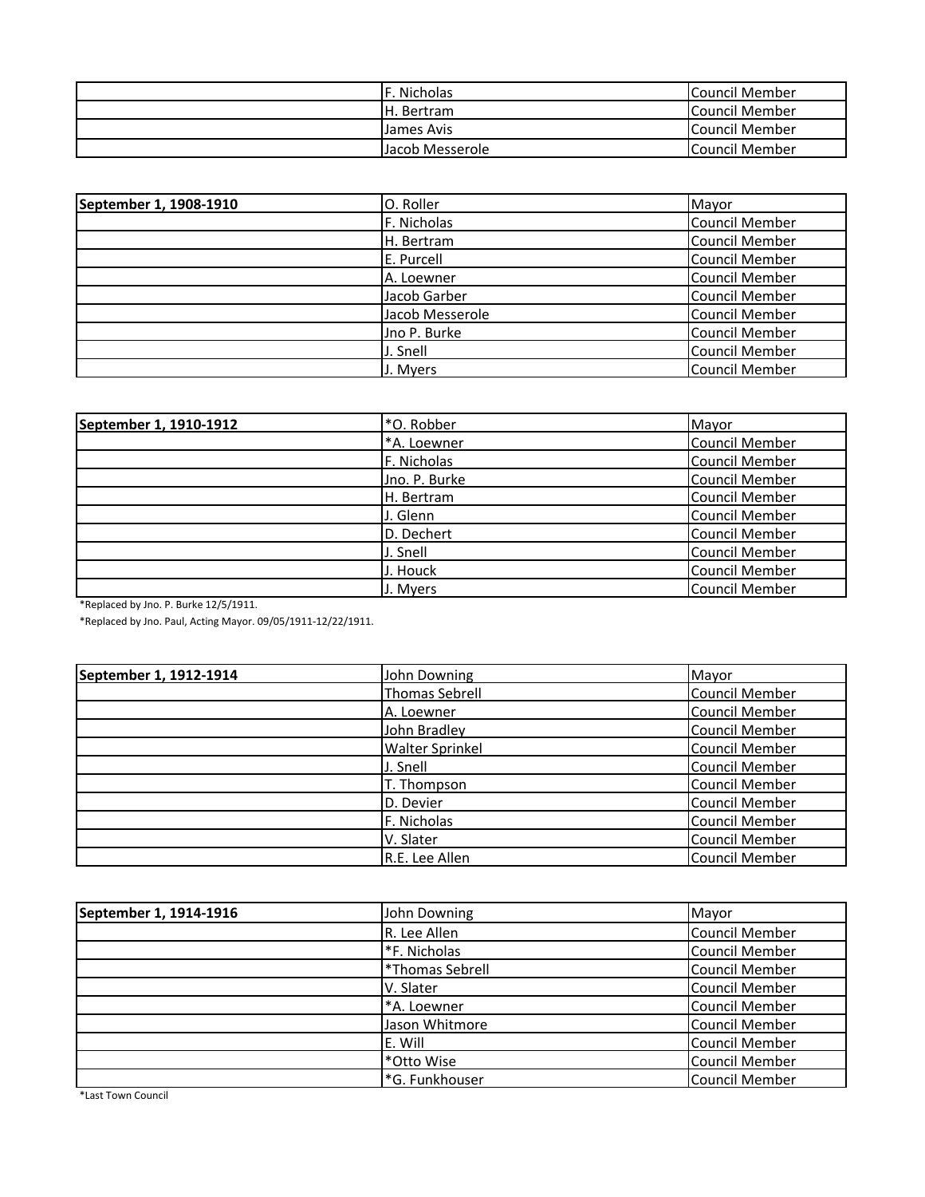| | | |
|---|---|---|
| | F. Nicholas | Council Member |
| | H. Bertram | Council Member |
| | James Avis | Council Member |
| | Jacob Messerole | Council Member |

| September 1, 1908-1910 | O. Roller | Mayor |
|---|---|---|
| | F. Nicholas | Council Member |
| | H. Bertram | Council Member |
| | E. Purcell | Council Member |
| | A. Loewner | Council Member |
| | Jacob Garber | Council Member |
| | Jacob Messerole | Council Member |
| | Jno P. Burke | Council Member |
| | J. Snell | Council Member |
| | J. Myers | Council Member |

| September 1, 1910-1912 | *O. Robber | Mayor |
|---|---|---|
| | *A. Loewner | Council Member |
| | F. Nicholas | Council Member |
| | Jno. P. Burke | Council Member |
| | H. Bertram | Council Member |
| | J. Glenn | Council Member |
| | D. Dechert | Council Member |
| | J. Snell | Council Member |
| | J. Houck | Council Member |
| | J. Myers | Council Member |

*Replaced by Jno. P. Burke 12/5/1911.

*Replaced by Jno. Paul, Acting Mayor. 09/05/1911-12/22/1911.

| September 1, 1912-1914 | John Downing | Mayor |
|---|---|---|
| | Thomas Sebrell | Council Member |
| | A. Loewner | Council Member |
| | John Bradley | Council Member |
| | Walter Sprinkel | Council Member |
| | J. Snell | Council Member |
| | T. Thompson | Council Member |
| | D. Devier | Council Member |
| | F. Nicholas | Council Member |
| | V. Slater | Council Member |
| | R.E. Lee Allen | Council Member |

| September 1, 1914-1916 | John Downing | Mayor |
|---|---|---|
| | R. Lee Allen | Council Member |
| | *F. Nicholas | Council Member |
| | *Thomas Sebrell | Council Member |
| | V. Slater | Council Member |
| | *A. Loewner | Council Member |
| | Jason Whitmore | Council Member |
| | E. Will | Council Member |
| | *Otto Wise | Council Member |
| | *G. Funkhouser | Council Member |

*Last Town Council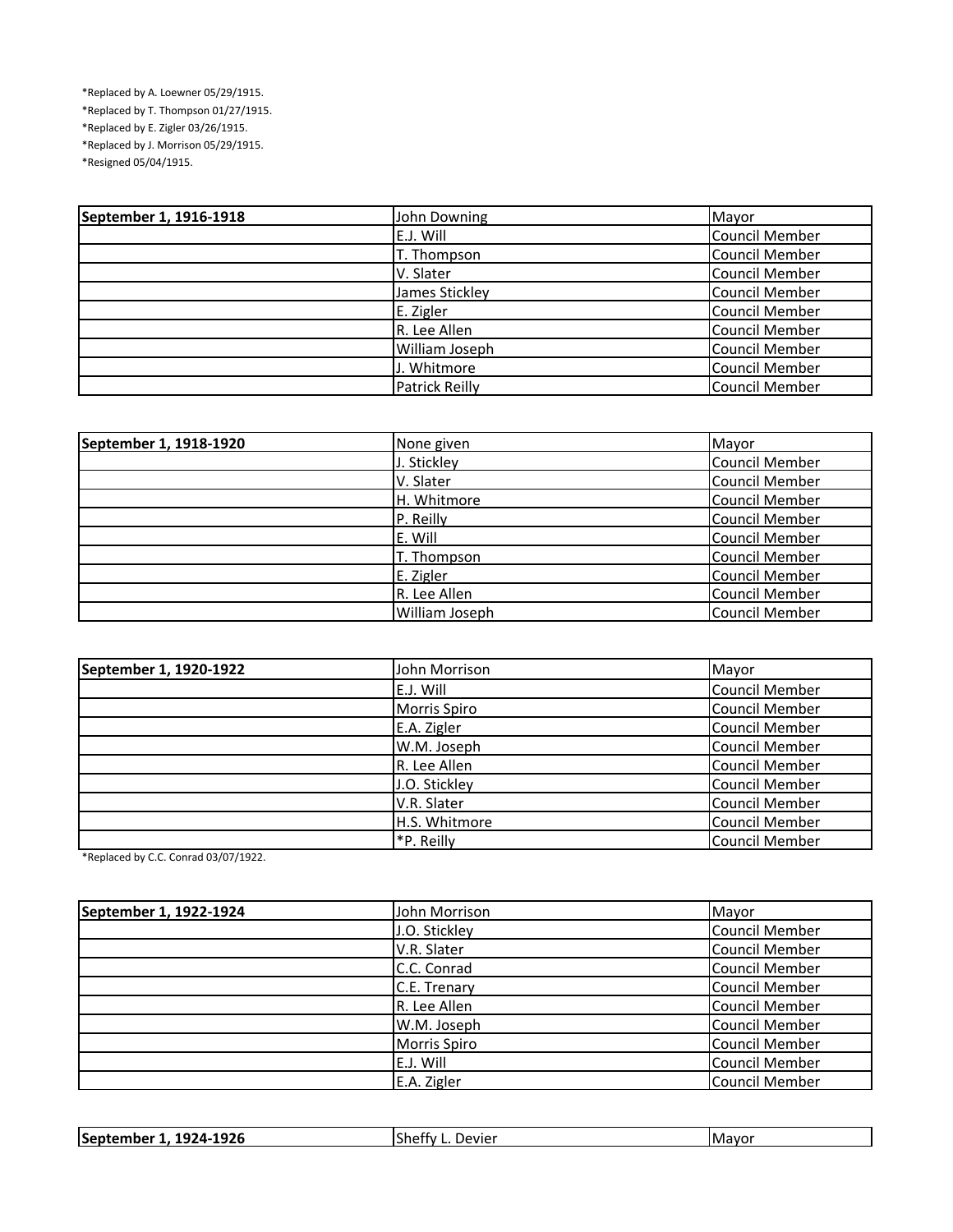*Replaced by A. Loewner 05/29/1915.
*Replaced by T. Thompson 01/27/1915.
*Replaced by E. Zigler 03/26/1915.
*Replaced by J. Morrison 05/29/1915.
*Resigned 05/04/1915.

| **September 1, 1916-1918** | John Downing | Mayor |
|---|---|---|
| | E.J. Will | Council Member |
| | T. Thompson | Council Member |
| | V. Slater | Council Member |
| | James Stickley | Council Member |
| | E. Zigler | Council Member |
| | R. Lee Allen | Council Member |
| | William Joseph | Council Member |
| | J. Whitmore | Council Member |
| | Patrick Reilly | Council Member |

| **September 1, 1918-1920** | None given | Mayor |
|---|---|---|
| | J. Stickley | Council Member |
| | V. Slater | Council Member |
| | H. Whitmore | Council Member |
| | P. Reilly | Council Member |
| | E. Will | Council Member |
| | T. Thompson | Council Member |
| | E. Zigler | Council Member |
| | R. Lee Allen | Council Member |
| | William Joseph | Council Member |

| **September 1, 1920-1922** | John Morrison | Mayor |
|---|---|---|
| | E.J. Will | Council Member |
| | Morris Spiro | Council Member |
| | E.A. Zigler | Council Member |
| | W.M. Joseph | Council Member |
| | R. Lee Allen | Council Member |
| | J.O. Stickley | Council Member |
| | V.R. Slater | Council Member |
| | H.S. Whitmore | Council Member |
| | *P. Reilly | Council Member |

*Replaced by C.C. Conrad 03/07/1922.

| **September 1, 1922-1924** | John Morrison | Mayor |
|---|---|---|
| | J.O. Stickley | Council Member |
| | V.R. Slater | Council Member |
| | C.C. Conrad | Council Member |
| | C.E. Trenary | Council Member |
| | R. Lee Allen | Council Member |
| | W.M. Joseph | Council Member |
| | Morris Spiro | Council Member |
| | E.J. Will | Council Member |
| | E.A. Zigler | Council Member |

| **September 1, 1924-1926** | Sheffy L. Devier | Mayor |
|---|---|---|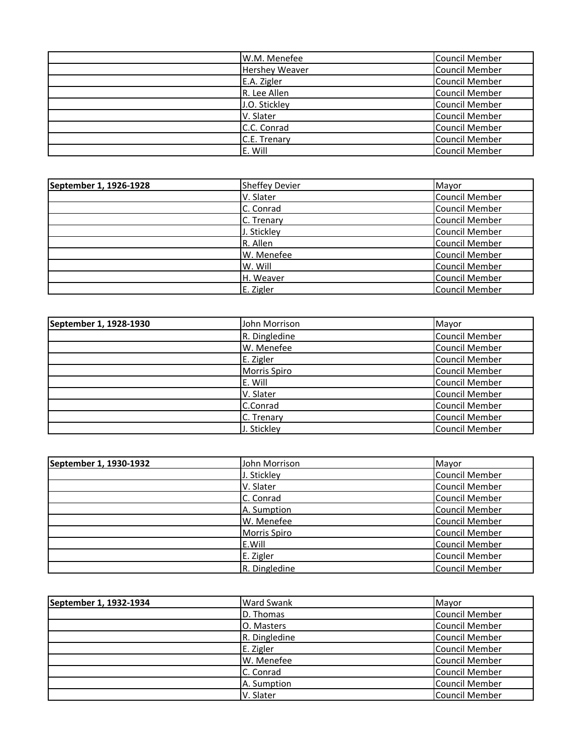| | | |
|---|---|---|
| | W.M. Menefee | Council Member |
| | Hershey Weaver | Council Member |
| | E.A. Zigler | Council Member |
| | R. Lee Allen | Council Member |
| | J.O. Stickley | Council Member |
| | V. Slater | Council Member |
| | C.C. Conrad | Council Member |
| | C.E. Trenary | Council Member |
| | E. Will | Council Member |

| **September 1, 1926-1928** | Sheffey Devier | Mayor |
|---|---|---|
| | V. Slater | Council Member |
| | C. Conrad | Council Member |
| | C. Trenary | Council Member |
| | J. Stickley | Council Member |
| | R. Allen | Council Member |
| | W. Menefee | Council Member |
| | W. Will | Council Member |
| | H. Weaver | Council Member |
| | E. Zigler | Council Member |

| **September 1, 1928-1930** | John Morrison | Mayor |
|---|---|---|
| | R. Dingledine | Council Member |
| | W. Menefee | Council Member |
| | E. Zigler | Council Member |
| | Morris Spiro | Council Member |
| | E. Will | Council Member |
| | V. Slater | Council Member |
| | C.Conrad | Council Member |
| | C. Trenary | Council Member |
| | J. Stickley | Council Member |

| **September 1, 1930-1932** | John Morrison | Mayor |
|---|---|---|
| | J. Stickley | Council Member |
| | V. Slater | Council Member |
| | C. Conrad | Council Member |
| | A. Sumption | Council Member |
| | W. Menefee | Council Member |
| | Morris Spiro | Council Member |
| | E.Will | Council Member |
| | E. Zigler | Council Member |
| | R. Dingledine | Council Member |

| **September 1, 1932-1934** | Ward Swank | Mayor |
|---|---|---|
| | D. Thomas | Council Member |
| | O. Masters | Council Member |
| | R. Dingledine | Council Member |
| | E. Zigler | Council Member |
| | W. Menefee | Council Member |
| | C. Conrad | Council Member |
| | A. Sumption | Council Member |
| | V. Slater | Council Member |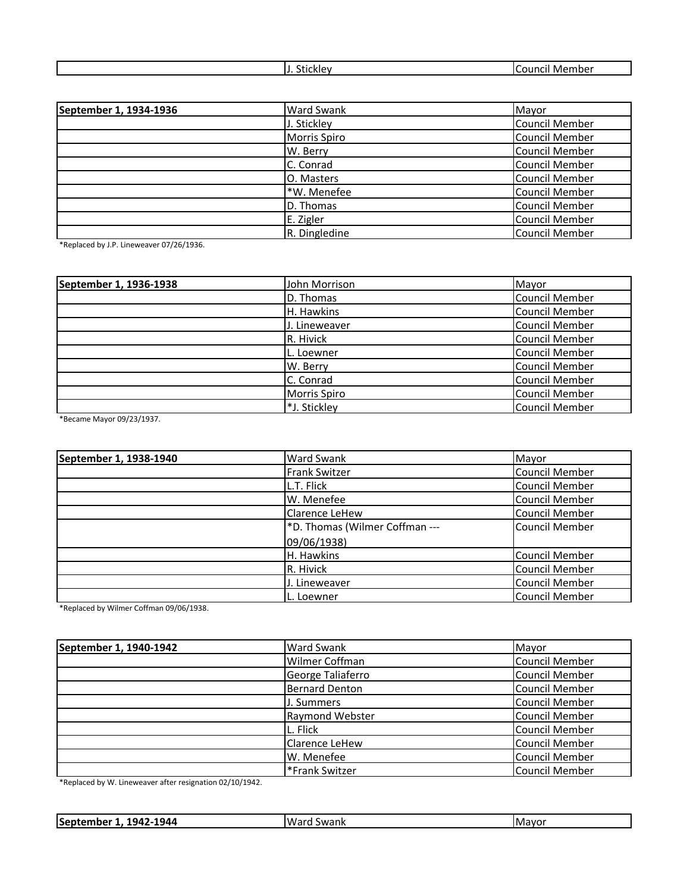| | J. Stickley | Council Member |
|---|---|---|

| September 1, 1934-1936 | Ward Swank | Mayor |
|---|---|---|
| | J. Stickley | Council Member |
| | Morris Spiro | Council Member |
| | W. Berry | Council Member |
| | C. Conrad | Council Member |
| | O. Masters | Council Member |
| | *W. Menefee | Council Member |
| | D. Thomas | Council Member |
| | E. Zigler | Council Member |
| | R. Dingledine | Council Member |

*Replaced by J.P. Lineweaver 07/26/1936.

| September 1, 1936-1938 | John Morrison | Mayor |
|---|---|---|
| | D. Thomas | Council Member |
| | H. Hawkins | Council Member |
| | J. Lineweaver | Council Member |
| | R. Hivick | Council Member |
| | L. Loewner | Council Member |
| | W. Berry | Council Member |
| | C. Conrad | Council Member |
| | Morris Spiro | Council Member |
| | *J. Stickley | Council Member |

*Became Mayor 09/23/1937.

| September 1, 1938-1940 | Ward Swank | Mayor |
|---|---|---|
| | Frank Switzer | Council Member |
| | L.T. Flick | Council Member |
| | W. Menefee | Council Member |
| | Clarence LeHew | Council Member |
| | *D. Thomas (Wilmer Coffman --- 09/06/1938) | Council Member |
| | H. Hawkins | Council Member |
| | R. Hivick | Council Member |
| | J. Lineweaver | Council Member |
| | L. Loewner | Council Member |

*Replaced by Wilmer Coffman 09/06/1938.

| September 1, 1940-1942 | Ward Swank | Mayor |
|---|---|---|
| | Wilmer Coffman | Council Member |
| | George Taliaferro | Council Member |
| | Bernard Denton | Council Member |
| | J. Summers | Council Member |
| | Raymond Webster | Council Member |
| | L. Flick | Council Member |
| | Clarence LeHew | Council Member |
| | W. Menefee | Council Member |
| | *Frank Switzer | Council Member |

*Replaced by W. Lineweaver after resignation 02/10/1942.

| September 1, 1942-1944 | Ward Swank | Mayor |
|---|---|---|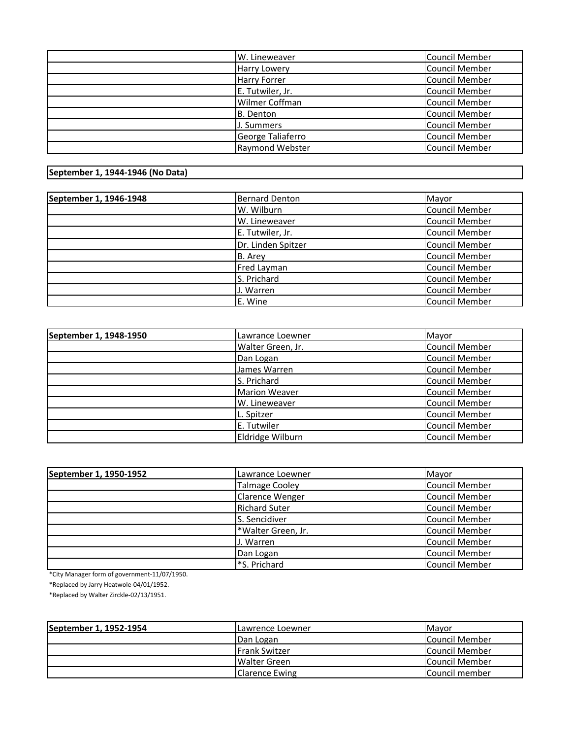| | | |
|---|---|---|
| | W. Lineweaver | Council Member |
| | Harry Lowery | Council Member |
| | Harry Forrer | Council Member |
| | E. Tutwiler, Jr. | Council Member |
| | Wilmer Coffman | Council Member |
| | B. Denton | Council Member |
| | J. Summers | Council Member |
| | George Taliaferro | Council Member |
| | Raymond Webster | Council Member |

| **September 1, 1944-1946 (No Data)** |
|---|

| **September 1, 1946-1948** | Bernard Denton | Mayor |
|---|---|---|
| | W. Wilburn | Council Member |
| | W. Lineweaver | Council Member |
| | E. Tutwiler, Jr. | Council Member |
| | Dr. Linden Spitzer | Council Member |
| | B. Arey | Council Member |
| | Fred Layman | Council Member |
| | S. Prichard | Council Member |
| | J. Warren | Council Member |
| | E. Wine | Council Member |

| **September 1, 1948-1950** | Lawrance Loewner | Mayor |
|---|---|---|
| | Walter Green, Jr. | Council Member |
| | Dan Logan | Council Member |
| | James Warren | Council Member |
| | S. Prichard | Council Member |
| | Marion Weaver | Council Member |
| | W. Lineweaver | Council Member |
| | L. Spitzer | Council Member |
| | E. Tutwiler | Council Member |
| | Eldridge Wilburn | Council Member |

| **September 1, 1950-1952** | Lawrance Loewner | Mayor |
|---|---|---|
| | Talmage Cooley | Council Member |
| | Clarence Wenger | Council Member |
| | Richard Suter | Council Member |
| | S. Sencidiver | Council Member |
| | *Walter Green, Jr. | Council Member |
| | J. Warren | Council Member |
| | Dan Logan | Council Member |
| | *S. Prichard | Council Member |

*City Manager form of government-11/07/1950.

*Replaced by Jarry Heatwole-04/01/1952.

*Replaced by Walter Zirckle-02/13/1951.

| **September 1, 1952-1954** | Lawrence Loewner | Mayor |
|---|---|---|
| | Dan Logan | Council Member |
| | Frank Switzer | Council Member |
| | Walter Green | Council Member |
| | Clarence Ewing | Council member |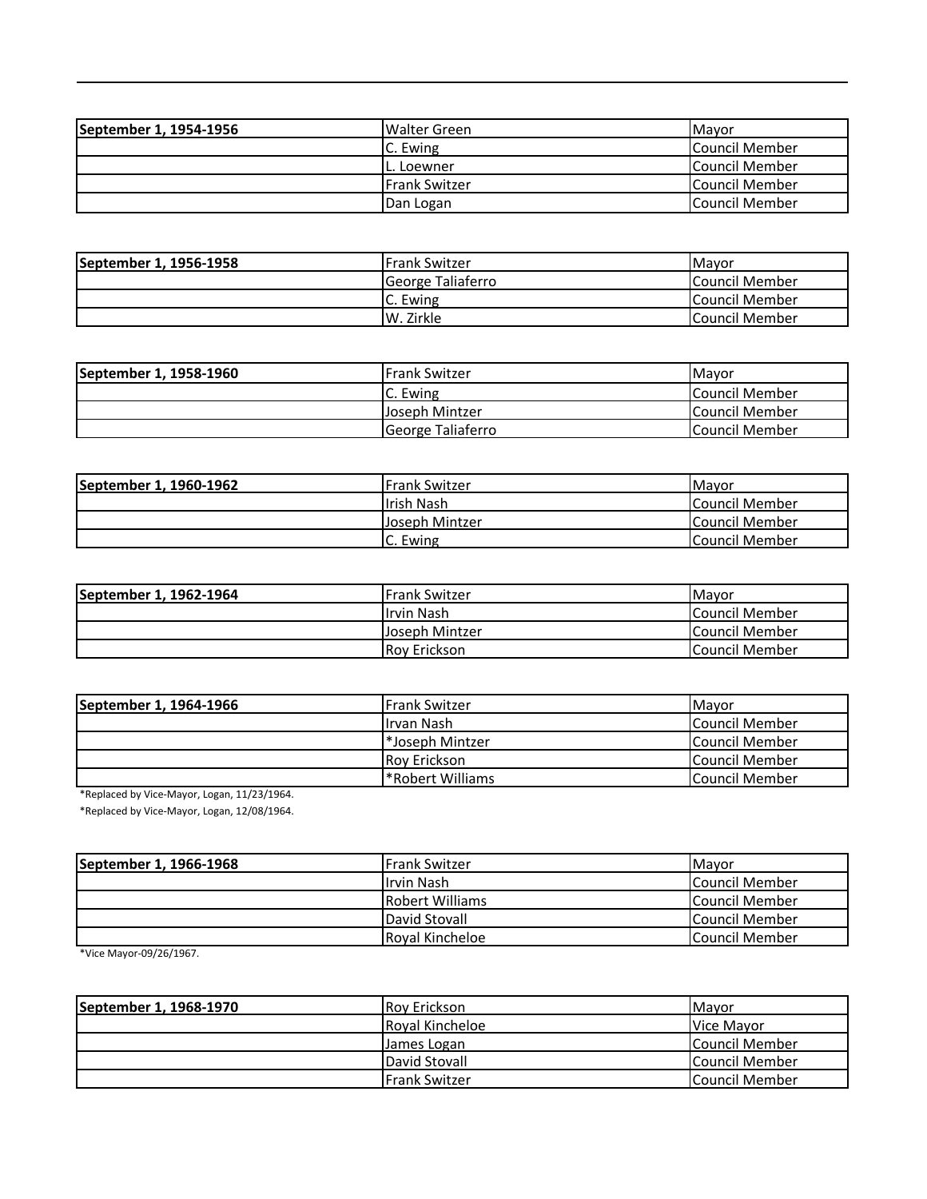| September 1, 1954-1956 | Walter Green | Mayor |
| --- | --- | --- |
| | C. Ewing | Council Member |
| | L. Loewner | Council Member |
| | Frank Switzer | Council Member |
| | Dan Logan | Council Member |

| September 1, 1956-1958 | Frank Switzer | Mayor |
| --- | --- | --- |
| | George Taliaferro | Council Member |
| | C. Ewing | Council Member |
| | W. Zirkle | Council Member |

| September 1, 1958-1960 | Frank Switzer | Mayor |
| --- | --- | --- |
| | C. Ewing | Council Member |
| | Joseph Mintzer | Council Member |
| | George Taliaferro | Council Member |

| September 1, 1960-1962 | Frank Switzer | Mayor |
| --- | --- | --- |
| | Irish Nash | Council Member |
| | Joseph Mintzer | Council Member |
| | C. Ewing | Council Member |

| September 1, 1962-1964 | Frank Switzer | Mayor |
| --- | --- | --- |
| | Irvin Nash | Council Member |
| | Joseph Mintzer | Council Member |
| | Roy Erickson | Council Member |

| September 1, 1964-1966 | Frank Switzer | Mayor |
| --- | --- | --- |
| | Irvan Nash | Council Member |
| | *Joseph Mintzer | Council Member |
| | Roy Erickson | Council Member |
| | *Robert Williams | Council Member |

*Replaced by Vice-Mayor, Logan, 11/23/1964.

*Replaced by Vice-Mayor, Logan, 12/08/1964.

| September 1, 1966-1968 | Frank Switzer | Mayor |
| --- | --- | --- |
| | Irvin Nash | Council Member |
| | Robert Williams | Council Member |
| | David Stovall | Council Member |
| | Royal Kincheloe | Council Member |

*Vice Mayor-09/26/1967.

| September 1, 1968-1970 | Roy Erickson | Mayor |
| --- | --- | --- |
| | Royal Kincheloe | Vice Mayor |
| | James Logan | Council Member |
| | David Stovall | Council Member |
| | Frank Switzer | Council Member |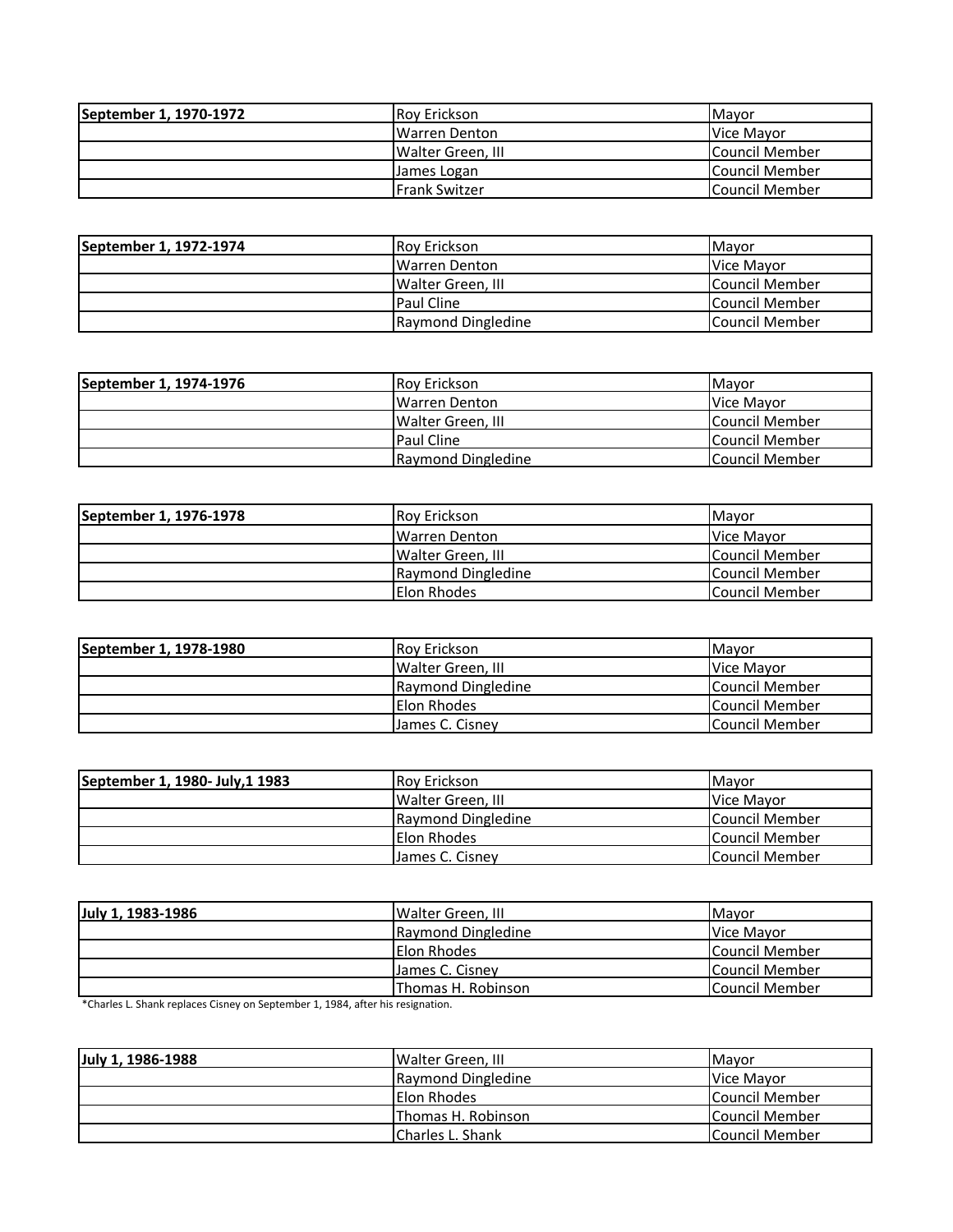| September 1, 1970-1972 | Roy Erickson | Mayor |
|---|---|---|
| | Warren Denton | Vice Mayor |
| | Walter Green, III | Council Member |
| | James Logan | Council Member |
| | Frank Switzer | Council Member |

| September 1, 1972-1974 | Roy Erickson | Mayor |
|---|---|---|
| | Warren Denton | Vice Mayor |
| | Walter Green, III | Council Member |
| | Paul Cline | Council Member |
| | Raymond Dingledine | Council Member |

| September 1, 1974-1976 | Roy Erickson | Mayor |
|---|---|---|
| | Warren Denton | Vice Mayor |
| | Walter Green, III | Council Member |
| | Paul Cline | Council Member |
| | Raymond Dingledine | Council Member |

| September 1, 1976-1978 | Roy Erickson | Mayor |
|---|---|---|
| | Warren Denton | Vice Mayor |
| | Walter Green, III | Council Member |
| | Raymond Dingledine | Council Member |
| | Elon Rhodes | Council Member |

| September 1, 1978-1980 | Roy Erickson | Mayor |
|---|---|---|
| | Walter Green, III | Vice Mayor |
| | Raymond Dingledine | Council Member |
| | Elon Rhodes | Council Member |
| | James C. Cisney | Council Member |

| September 1, 1980- July,1 1983 | Roy Erickson | Mayor |
|---|---|---|
| | Walter Green, III | Vice Mayor |
| | Raymond Dingledine | Council Member |
| | Elon Rhodes | Council Member |
| | James C. Cisney | Council Member |

| July 1, 1983-1986 | Walter Green, III | Mayor |
|---|---|---|
| | Raymond Dingledine | Vice Mayor |
| | Elon Rhodes | Council Member |
| | James C. Cisney | Council Member |
| | Thomas H. Robinson | Council Member |

*Charles L. Shank replaces Cisney on September 1, 1984, after his resignation.

| July 1, 1986-1988 | Walter Green, III | Mayor |
|---|---|---|
| | Raymond Dingledine | Vice Mayor |
| | Elon Rhodes | Council Member |
| | Thomas H. Robinson | Council Member |
| | Charles L. Shank | Council Member |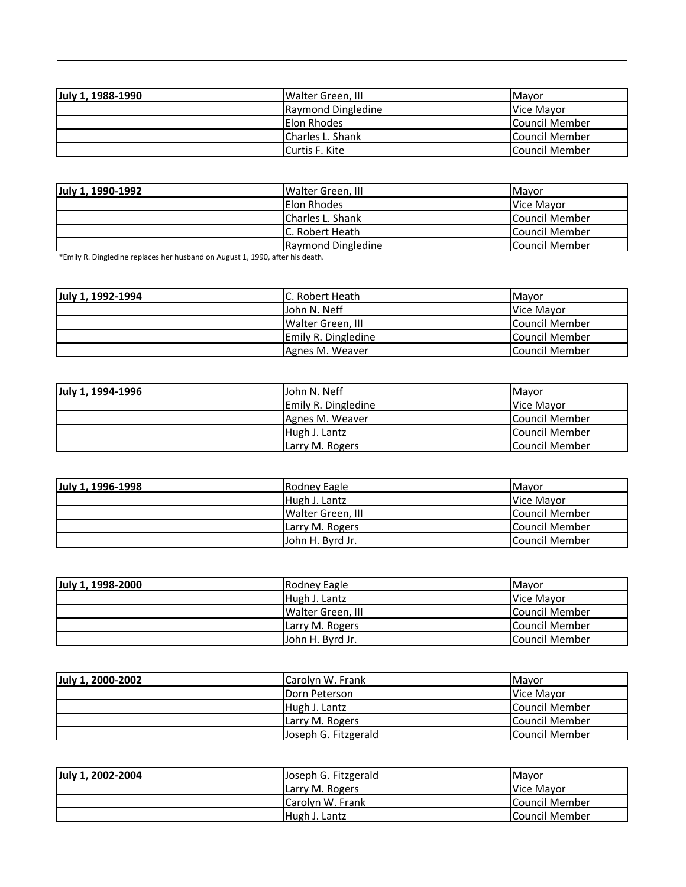| July 1, 1988-1990 | Walter Green, III | Mayor |
|---|---|---|
| | Raymond Dingledine | Vice Mayor |
| | Elon Rhodes | Council Member |
| | Charles L. Shank | Council Member |
| | Curtis F. Kite | Council Member |

| July 1, 1990-1992 | Walter Green, III | Mayor |
|---|---|---|
| | Elon Rhodes | Vice Mayor |
| | Charles L. Shank | Council Member |
| | C. Robert Heath | Council Member |
| | Raymond Dingledine | Council Member |

*Emily R. Dingledine replaces her husband on August 1, 1990, after his death.

| July 1, 1992-1994 | C. Robert Heath | Mayor |
|---|---|---|
| | John N. Neff | Vice Mayor |
| | Walter Green, III | Council Member |
| | Emily R. Dingledine | Council Member |
| | Agnes M. Weaver | Council Member |

| July 1, 1994-1996 | John N. Neff | Mayor |
|---|---|---|
| | Emily R. Dingledine | Vice Mayor |
| | Agnes M. Weaver | Council Member |
| | Hugh J. Lantz | Council Member |
| | Larry M. Rogers | Council Member |

| July 1, 1996-1998 | Rodney Eagle | Mayor |
|---|---|---|
| | Hugh J. Lantz | Vice Mayor |
| | Walter Green, III | Council Member |
| | Larry M. Rogers | Council Member |
| | John H. Byrd Jr. | Council Member |

| July 1, 1998-2000 | Rodney Eagle | Mayor |
|---|---|---|
| | Hugh J. Lantz | Vice Mayor |
| | Walter Green, III | Council Member |
| | Larry M. Rogers | Council Member |
| | John H. Byrd Jr. | Council Member |

| July 1, 2000-2002 | Carolyn W. Frank | Mayor |
|---|---|---|
| | Dorn Peterson | Vice Mayor |
| | Hugh J. Lantz | Council Member |
| | Larry M. Rogers | Council Member |
| | Joseph G. Fitzgerald | Council Member |

| July 1, 2002-2004 | Joseph G. Fitzgerald | Mayor |
|---|---|---|
| | Larry M. Rogers | Vice Mayor |
| | Carolyn W. Frank | Council Member |
| | Hugh J. Lantz | Council Member |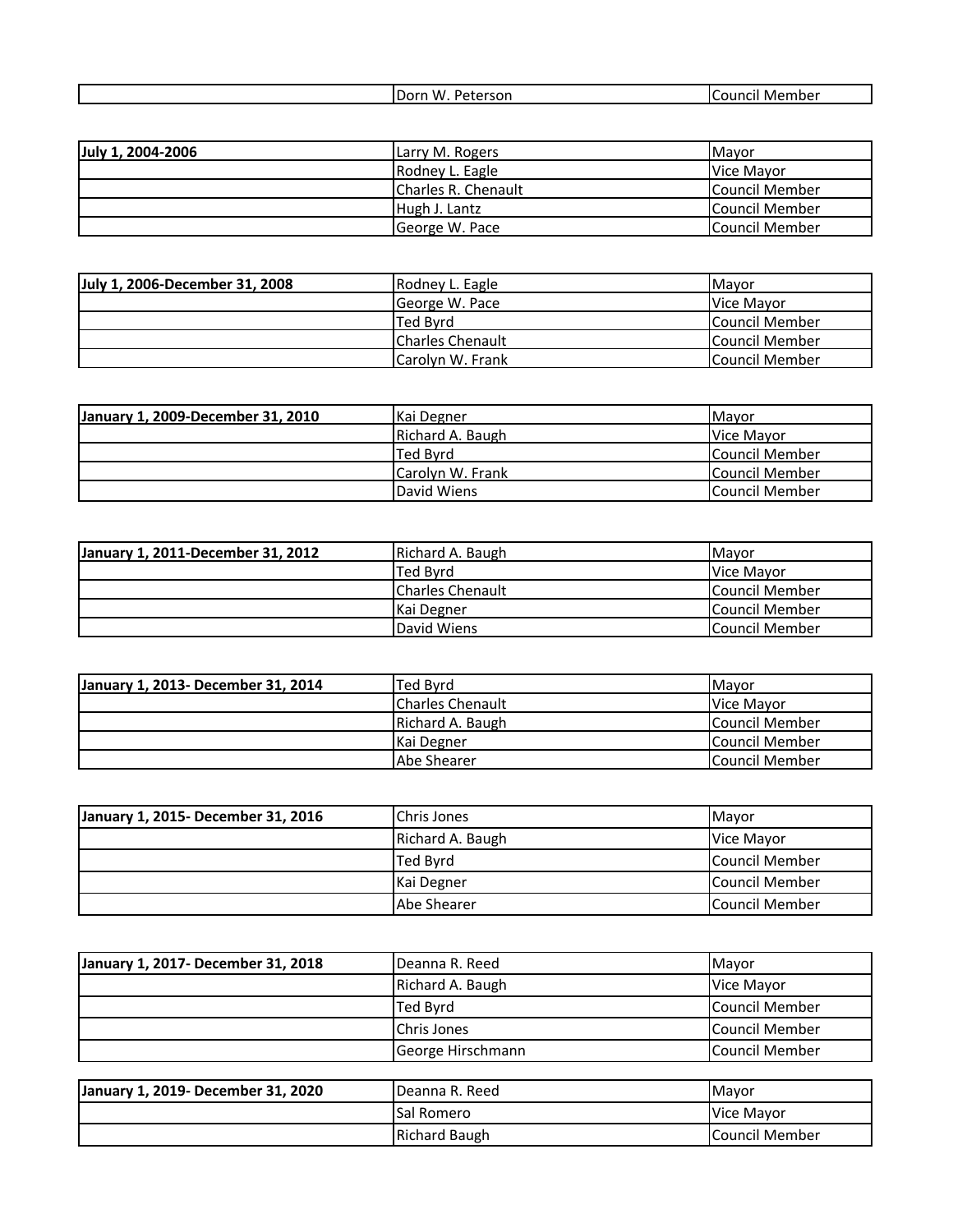| | Dorn W. Peterson | Council Member |
|---|---|---|

| **July 1, 2004-2006** | Larry M. Rogers | Mayor |
|---|---|---|
| | Rodney L. Eagle | Vice Mayor |
| | Charles R. Chenault | Council Member |
| | Hugh J. Lantz | Council Member |
| | George W. Pace | Council Member |

| **July 1, 2006-December 31, 2008** | Rodney L. Eagle | Mayor |
|---|---|---|
| | George W. Pace | Vice Mayor |
| | Ted Byrd | Council Member |
| | Charles Chenault | Council Member |
| | Carolyn W. Frank | Council Member |

| **January 1, 2009-December 31, 2010** | Kai Degner | Mayor |
|---|---|---|
| | Richard A. Baugh | Vice Mayor |
| | Ted Byrd | Council Member |
| | Carolyn W. Frank | Council Member |
| | David Wiens | Council Member |

| **January 1, 2011-December 31, 2012** | Richard A. Baugh | Mayor |
|---|---|---|
| | Ted Byrd | Vice Mayor |
| | Charles Chenault | Council Member |
| | Kai Degner | Council Member |
| | David Wiens | Council Member |

| **January 1, 2013- December 31, 2014** | Ted Byrd | Mayor |
|---|---|---|
| | Charles Chenault | Vice Mayor |
| | Richard A. Baugh | Council Member |
| | Kai Degner | Council Member |
| | Abe Shearer | Council Member |

| **January 1, 2015- December 31, 2016** | Chris Jones | Mayor |
|---|---|---|
| | Richard A. Baugh | Vice Mayor |
| | Ted Byrd | Council Member |
| | Kai Degner | Council Member |
| | Abe Shearer | Council Member |

| **January 1, 2017- December 31, 2018** | Deanna R. Reed | Mayor |
|---|---|---|
| | Richard A. Baugh | Vice Mayor |
| | Ted Byrd | Council Member |
| | Chris Jones | Council Member |
| | George Hirschmann | Council Member |

| **January 1, 2019- December 31, 2020** | Deanna R. Reed | Mayor |
|---|---|---|
| | Sal Romero | Vice Mayor |
| | Richard Baugh | Council Member |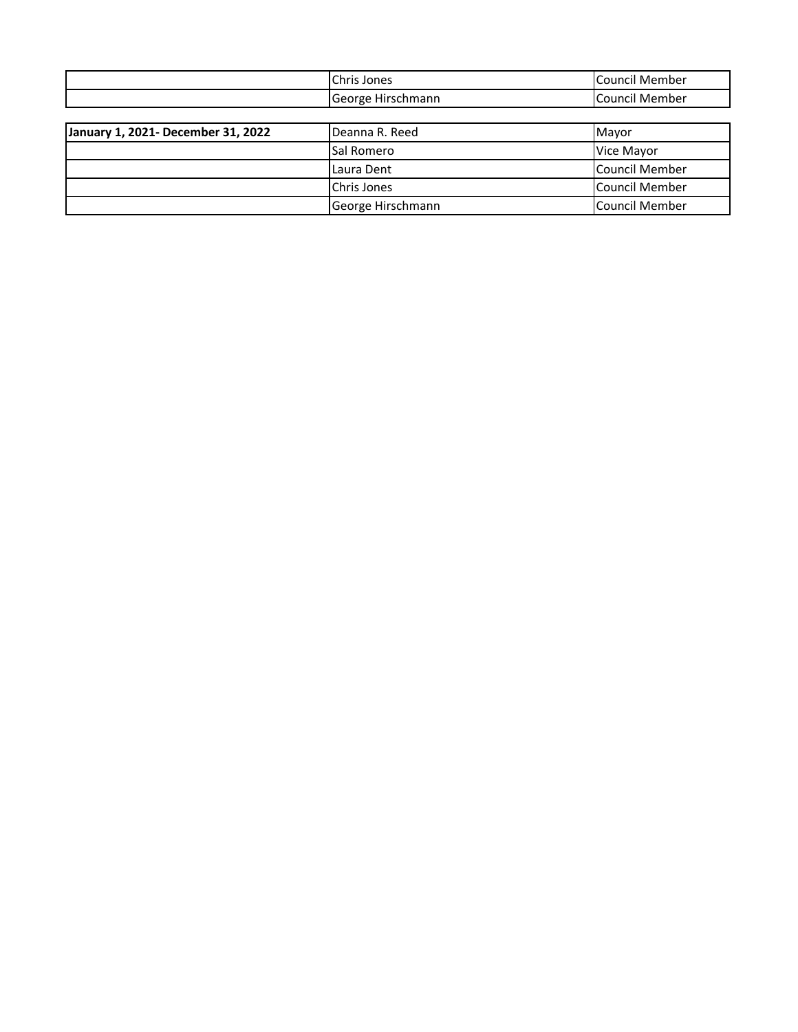| | | |
|---|---|---|
| | Chris Jones | Council Member |
| | George Hirschmann | Council Member |

| | | |
|---|---|---|
| **January 1, 2021- December 31, 2022** | Deanna R. Reed | Mayor |
| | Sal Romero | Vice Mayor |
| | Laura Dent | Council Member |
| | Chris Jones | Council Member |
| | George Hirschmann | Council Member |